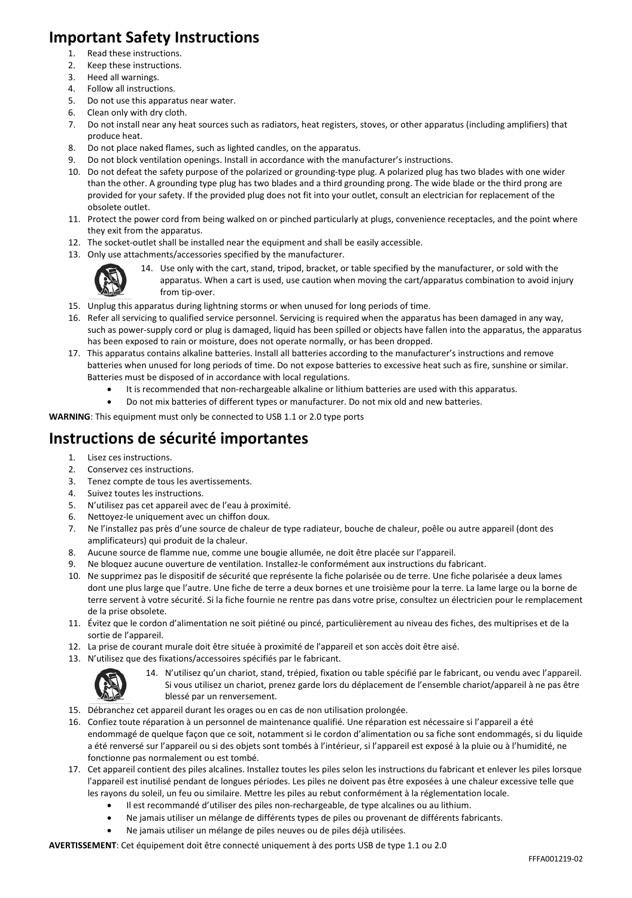# Important Safety Instructions

1. Read these instructions.
2. Keep these instructions.
3. Heed all warnings.
4. Follow all instructions.
5. Do not use this apparatus near water.
6. Clean only with dry cloth.
7. Do not install near any heat sources such as radiators, heat registers, stoves, or other apparatus (including amplifiers) that produce heat.
8. Do not place naked flames, such as lighted candles, on the apparatus.
9. Do not block ventilation openings. Install in accordance with the manufacturer's instructions.
10. Do not defeat the safety purpose of the polarized or grounding-type plug. A polarized plug has two blades with one wider than the other. A grounding type plug has two blades and a third grounding prong. The wide blade or the third prong are provided for your safety. If the provided plug does not fit into your outlet, consult an electrician for replacement of the obsolete outlet.
11. Protect the power cord from being walked on or pinched particularly at plugs, convenience receptacles, and the point where they exit from the apparatus.
12. The socket-outlet shall be installed near the equipment and shall be easily accessible.
13. Only use attachments/accessories specified by the manufacturer.
14. Use only with the cart, stand, tripod, bracket, or table specified by the manufacturer, or sold with the apparatus. When a cart is used, use caution when moving the cart/apparatus combination to avoid injury from tip-over.
15. Unplug this apparatus during lightning storms or when unused for long periods of time.
16. Refer all servicing to qualified service personnel. Servicing is required when the apparatus has been damaged in any way, such as power-supply cord or plug is damaged, liquid has been spilled or objects have fallen into the apparatus, the apparatus has been exposed to rain or moisture, does not operate normally, or has been dropped.
17. This apparatus contains alkaline batteries. Install all batteries according to the manufacturer's instructions and remove batteries when unused for long periods of time. Do not expose batteries to excessive heat such as fire, sunshine or similar. Batteries must be disposed of in accordance with local regulations.
    - It is recommended that non-rechargeable alkaline or lithium batteries are used with this apparatus.
    - Do not mix batteries of different types or manufacturer. Do not mix old and new batteries.

**WARNING**: This equipment must only be connected to USB 1.1 or 2.0 type ports

# Instructions de sécurité importantes

1. Lisez ces instructions.
2. Conservez ces instructions.
3. Tenez compte de tous les avertissements.
4. Suivez toutes les instructions.
5. N'utilisez pas cet appareil avec de l'eau à proximité.
6. Nettoyez-le uniquement avec un chiffon doux.
7. Ne l'installez pas près d'une source de chaleur de type radiateur, bouche de chaleur, poêle ou autre appareil (dont des amplificateurs) qui produit de la chaleur.
8. Aucune source de flamme nue, comme une bougie allumée, ne doit être placée sur l'appareil.
9. Ne bloquez aucune ouverture de ventilation. Installez-le conformément aux instructions du fabricant.
10. Ne supprimez pas le dispositif de sécurité que représente la fiche polarisée ou de terre. Une fiche polarisée a deux lames dont une plus large que l'autre. Une fiche de terre a deux bornes et une troisième pour la terre. La lame large ou la borne de terre servent à votre sécurité. Si la fiche fournie ne rentre pas dans votre prise, consultez un électricien pour le remplacement de la prise obsolete.
11. Évitez que le cordon d'alimentation ne soit piétiné ou pincé, particulièrement au niveau des fiches, des multiprises et de la sortie de l'appareil.
12. La prise de courant murale doit être située à proximité de l'appareil et son accès doit être aisé.
13. N'utilisez que des fixations/accessoires spécifiés par le fabricant.
14. N'utilisez qu'un chariot, stand, trépied, fixation ou table spécifié par le fabricant, ou vendu avec l'appareil. Si vous utilisez un chariot, prenez garde lors du déplacement de l'ensemble chariot/appareil à ne pas être blessé par un renversement.
15. Débranchez cet appareil durant les orages ou en cas de non utilisation prolongée.
16. Confiez toute réparation à un personnel de maintenance qualifié. Une réparation est nécessaire si l'appareil a été endommagé de quelque façon que ce soit, notamment si le cordon d'alimentation ou sa fiche sont endommagés, si du liquide a été renversé sur l'appareil ou si des objets sont tombés à l'intérieur, si l'appareil est exposé à la pluie ou à l'humidité, ne fonctionne pas normalement ou est tombé.
17. Cet appareil contient des piles alcalines. Installez toutes les piles selon les instructions du fabricant et enlever les piles lorsque l'appareil est inutilisé pendant de longues périodes. Les piles ne doivent pas être exposées à une chaleur excessive telle que les rayons du soleil, un feu ou similaire. Mettre les piles au rebut conformément à la réglementation locale.
    - Il est recommandé d'utiliser des piles non-rechargeable, de type alcalines ou au lithium.
    - Ne jamais utiliser un mélange de différents types de piles ou provenant de différents fabricants.
    - Ne jamais utiliser un mélange de piles neuves ou de piles déjà utilisées.

**AVERTISSEMENT**: Cet équipement doit être connecté uniquement à des ports USB de type 1.1 ou 2.0

FFFA001219-02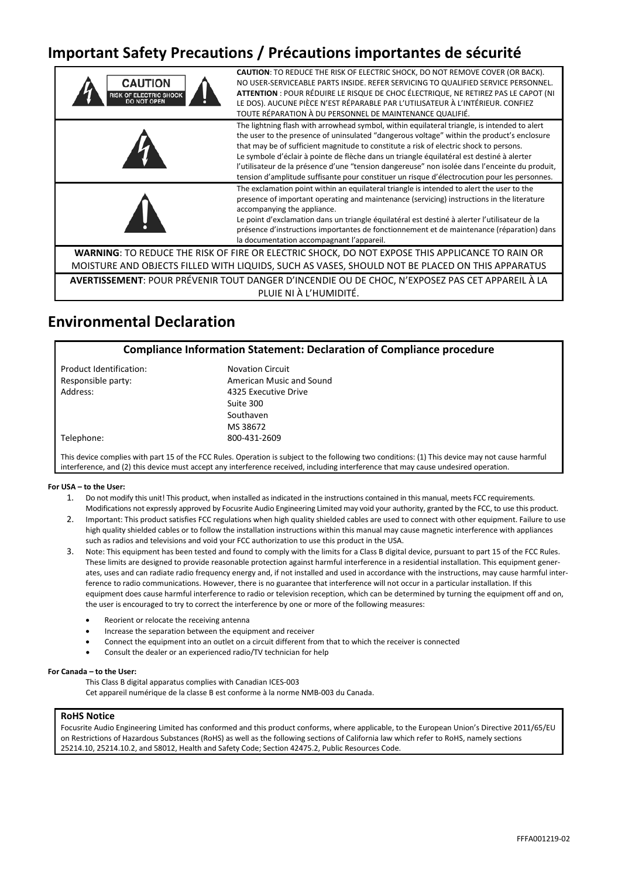# Important Safety Precautions / Précautions importantes de sécurité

| | |
|---|---|
| CAUTION RISK OF ELECTRIC SHOCK DO NOT OPEN | **CAUTION**: TO REDUCE THE RISK OF ELECTRIC SHOCK, DO NOT REMOVE COVER (OR BACK). NO USER-SERVICEABLE PARTS INSIDE. REFER SERVICING TO QUALIFIED SERVICE PERSONNEL. **ATTENTION** : POUR RÉDUIRE LE RISQUE DE CHOC ÉLECTRIQUE, NE RETIREZ PAS LE CAPOT (NI LE DOS). AUCUNE PIÈCE N'EST RÉPARABLE PAR L'UTILISATEUR À L'INTÉRIEUR. CONFIEZ TOUTE RÉPARATION À DU PERSONNEL DE MAINTENANCE QUALIFIÉ. |
| | The lightning flash with arrowhead symbol, within equilateral triangle, is intended to alert the user to the presence of uninsulated "dangerous voltage" within the product's enclosure that may be of sufficient magnitude to constitute a risk of electric shock to persons. Le symbole d'éclair à pointe de flèche dans un triangle équilatéral est destiné à alerter l'utilisateur de la présence d'une "tension dangereuse" non isolée dans l'enceinte du produit, tension d'amplitude suffisante pour constituer un risque d'électrocution pour les personnes. |
| | The exclamation point within an equilateral triangle is intended to alert the user to the presence of important operating and maintenance (servicing) instructions in the literature accompanying the appliance. Le point d'exclamation dans un triangle équilatéral est destiné à alerter l'utilisateur de la présence d'instructions importantes de fonctionnement et de maintenance (réparation) dans la documentation accompagnant l'appareil. |

**WARNING**: TO REDUCE THE RISK OF FIRE OR ELECTRIC SHOCK, DO NOT EXPOSE THIS APPLICANCE TO RAIN OR MOISTURE AND OBJECTS FILLED WITH LIQUIDS, SUCH AS VASES, SHOULD NOT BE PLACED ON THIS APPARATUS

**AVERTISSEMENT**: POUR PRÉVENIR TOUT DANGER D'INCENDIE OU DE CHOC, N'EXPOSEZ PAS CET APPAREIL À LA PLUIE NI À L'HUMIDITÉ.

# Environmental Declaration

### Compliance Information Statement: Declaration of Compliance procedure

| | |
|---|---|
| Product Identification: | Novation Circuit |
| Responsible party: | American Music and Sound |
| Address: | 4325 Executive Drive<br>Suite 300<br>Southaven<br>MS 38672 |
| Telephone: | 800-431-2609 |

This device complies with part 15 of the FCC Rules. Operation is subject to the following two conditions: (1) This device may not cause harmful interference, and (2) this device must accept any interference received, including interference that may cause undesired operation.

**For USA – to the User:**

1. Do not modify this unit! This product, when installed as indicated in the instructions contained in this manual, meets FCC requirements. Modifications not expressly approved by Focusrite Audio Engineering Limited may void your authority, granted by the FCC, to use this product.
2. Important: This product satisfies FCC regulations when high quality shielded cables are used to connect with other equipment. Failure to use high quality shielded cables or to follow the installation instructions within this manual may cause magnetic interference with appliances such as radios and televisions and void your FCC authorization to use this product in the USA.
3. Note: This equipment has been tested and found to comply with the limits for a Class B digital device, pursuant to part 15 of the FCC Rules. These limits are designed to provide reasonable protection against harmful interference in a residential installation. This equipment generates, uses and can radiate radio frequency energy and, if not installed and used in accordance with the instructions, may cause harmful interference to radio communications. However, there is no guarantee that interference will not occur in a particular installation. If this equipment does cause harmful interference to radio or television reception, which can be determined by turning the equipment off and on, the user is encouraged to try to correct the interference by one or more of the following measures:
   - Reorient or relocate the receiving antenna
   - Increase the separation between the equipment and receiver
   - Connect the equipment into an outlet on a circuit different from that to which the receiver is connected
   - Consult the dealer or an experienced radio/TV technician for help

**For Canada – to the User:**

This Class B digital apparatus complies with Canadian ICES-003
Cet appareil numérique de la classe B est conforme à la norme NMB-003 du Canada.

**RoHS Notice**

Focusrite Audio Engineering Limited has conformed and this product conforms, where applicable, to the European Union's Directive 2011/65/EU on Restrictions of Hazardous Substances (RoHS) as well as the following sections of California law which refer to RoHS, namely sections 25214.10, 25214.10.2, and 58012, Health and Safety Code; Section 42475.2, Public Resources Code.

FFFA001219-02